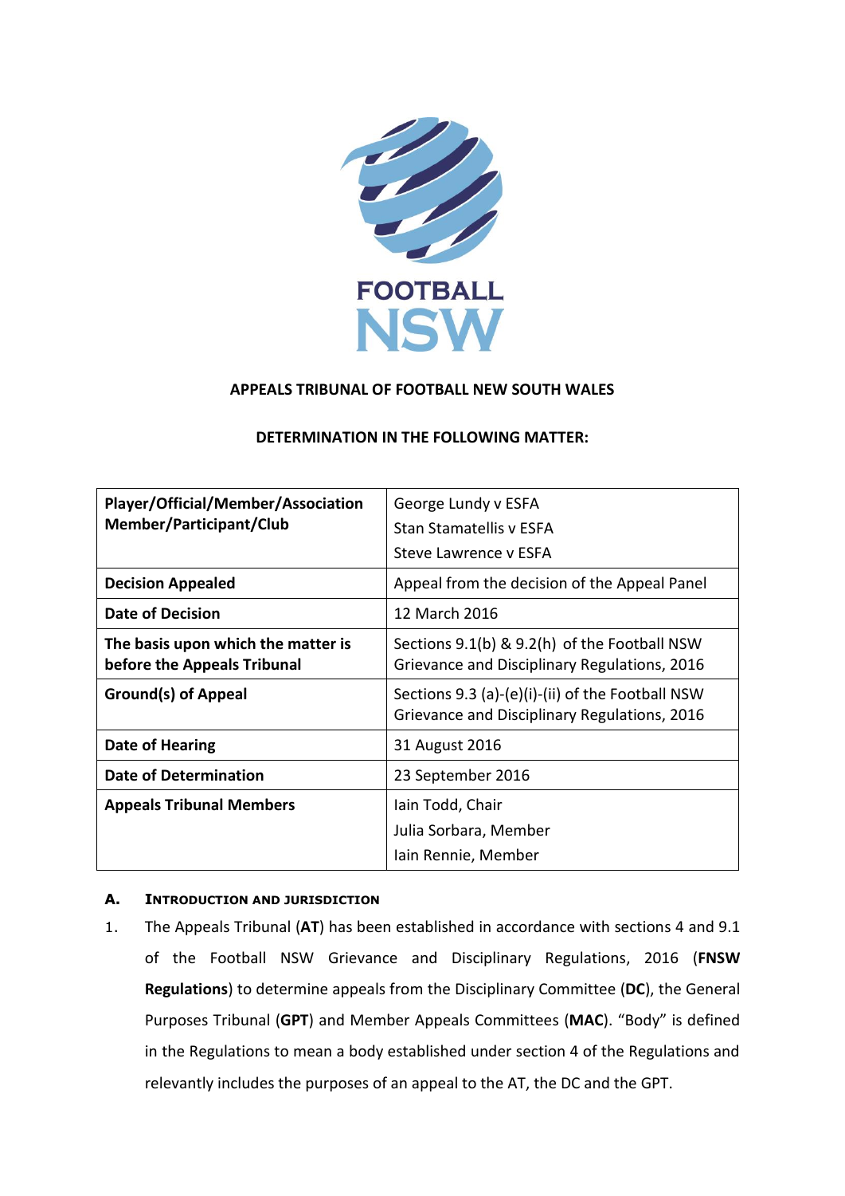FOOTBALL NSW

**APPEALS TRIBUNAL OF FOOTBALL NEW SOUTH WALES**

**DETERMINATION IN THE FOLLOWING MATTER:**

| | |
|---|---|
| **Player/Official/Member/Association Member/Participant/Club** | George Lundy v ESFA<br>Stan Stamatellis v ESFA<br>Steve Lawrence v ESFA |
| **Decision Appealed** | Appeal from the decision of the Appeal Panel |
| **Date of Decision** | 12 March 2016 |
| **The basis upon which the matter is before the Appeals Tribunal** | Sections 9.1(b) & 9.2(h) of the Football NSW Grievance and Disciplinary Regulations, 2016 |
| **Ground(s) of Appeal** | Sections 9.3 (a)-(e)(i)-(ii) of the Football NSW Grievance and Disciplinary Regulations, 2016 |
| **Date of Hearing** | 31 August 2016 |
| **Date of Determination** | 23 September 2016 |
| **Appeals Tribunal Members** | Iain Todd, Chair<br>Julia Sorbara, Member<br>Iain Rennie, Member |

## A. Introduction and Jurisdiction

1. The Appeals Tribunal (**AT**) has been established in accordance with sections 4 and 9.1 of the Football NSW Grievance and Disciplinary Regulations, 2016 (**FNSW Regulations**) to determine appeals from the Disciplinary Committee (**DC**), the General Purposes Tribunal (**GPT**) and Member Appeals Committees (**MAC**). "Body" is defined in the Regulations to mean a body established under section 4 of the Regulations and relevantly includes the purposes of an appeal to the AT, the DC and the GPT.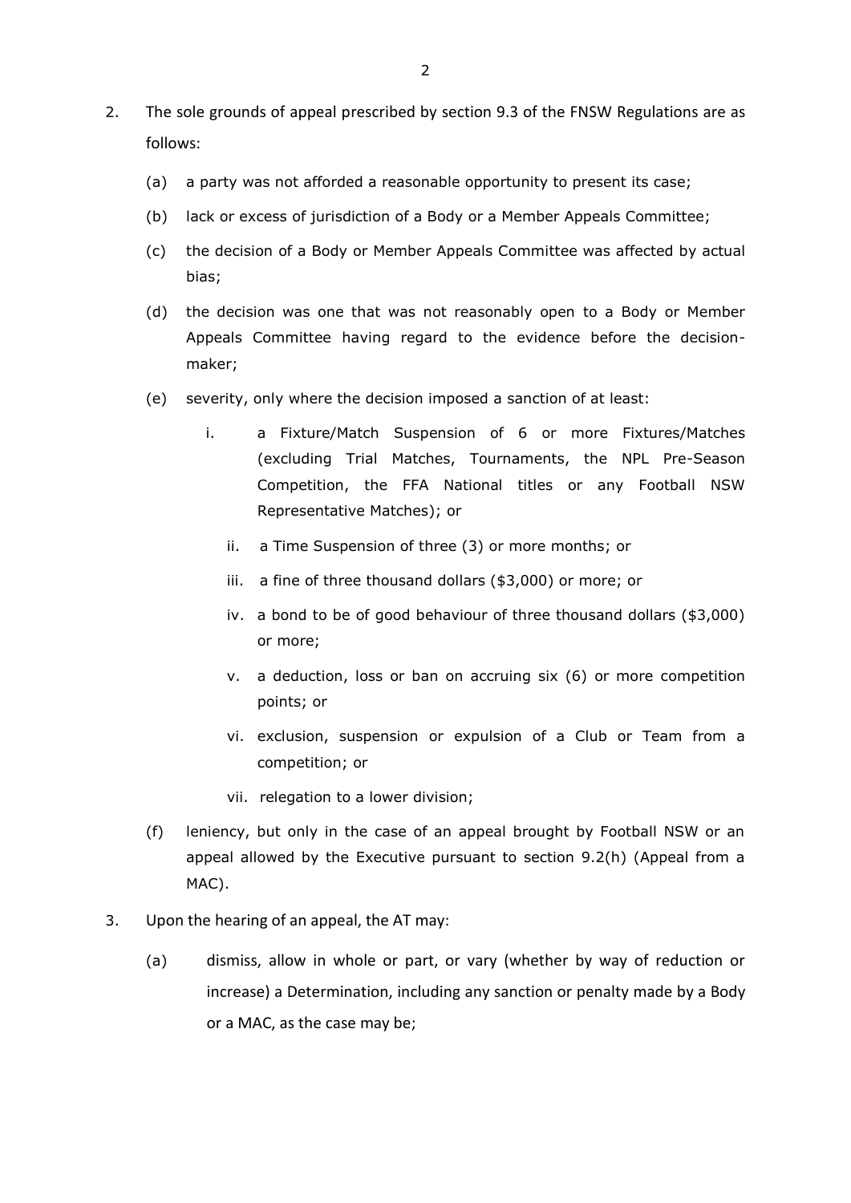2. The sole grounds of appeal prescribed by section 9.3 of the FNSW Regulations are as follows:

   (a) a party was not afforded a reasonable opportunity to present its case;

   (b) lack or excess of jurisdiction of a Body or a Member Appeals Committee;

   (c) the decision of a Body or Member Appeals Committee was affected by actual bias;

   (d) the decision was one that was not reasonably open to a Body or Member Appeals Committee having regard to the evidence before the decision-maker;

   (e) severity, only where the decision imposed a sanction of at least:

      i. a Fixture/Match Suspension of 6 or more Fixtures/Matches (excluding Trial Matches, Tournaments, the NPL Pre-Season Competition, the FFA National titles or any Football NSW Representative Matches); or

      ii. a Time Suspension of three (3) or more months; or

      iii. a fine of three thousand dollars ($3,000) or more; or

      iv. a bond to be of good behaviour of three thousand dollars ($3,000) or more;

      v. a deduction, loss or ban on accruing six (6) or more competition points; or

      vi. exclusion, suspension or expulsion of a Club or Team from a competition; or

      vii. relegation to a lower division;

   (f) leniency, but only in the case of an appeal brought by Football NSW or an appeal allowed by the Executive pursuant to section 9.2(h) (Appeal from a MAC).

3. Upon the hearing of an appeal, the AT may:

   (a) dismiss, allow in whole or part, or vary (whether by way of reduction or increase) a Determination, including any sanction or penalty made by a Body or a MAC, as the case may be;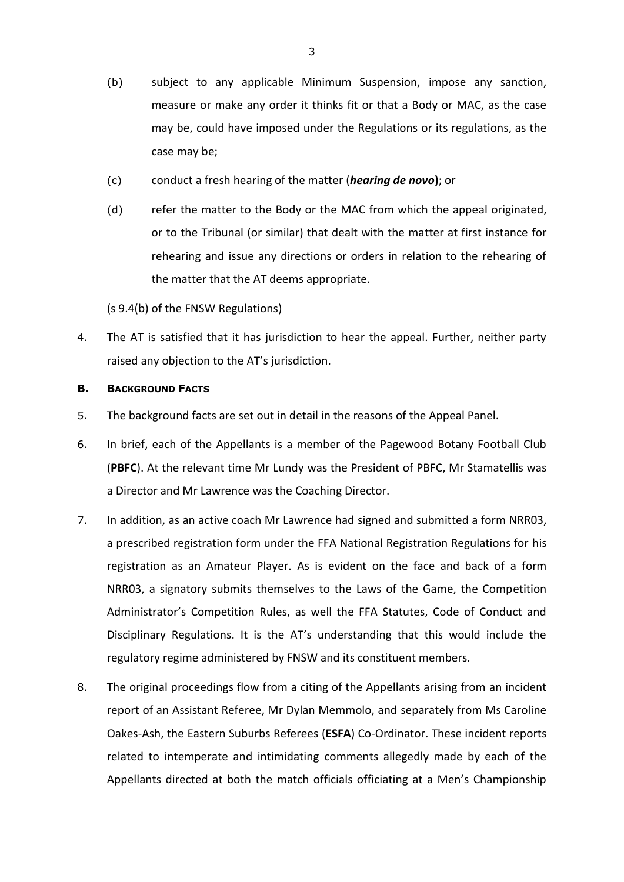(b) subject to any applicable Minimum Suspension, impose any sanction, measure or make any order it thinks fit or that a Body or MAC, as the case may be, could have imposed under the Regulations or its regulations, as the case may be;

(c) conduct a fresh hearing of the matter (***hearing de novo***); or

(d) refer the matter to the Body or the MAC from which the appeal originated, or to the Tribunal (or similar) that dealt with the matter at first instance for rehearing and issue any directions or orders in relation to the rehearing of the matter that the AT deems appropriate.

(s 9.4(b) of the FNSW Regulations)

4. The AT is satisfied that it has jurisdiction to hear the appeal. Further, neither party raised any objection to the AT's jurisdiction.

## B. BACKGROUND FACTS

5. The background facts are set out in detail in the reasons of the Appeal Panel.

6. In brief, each of the Appellants is a member of the Pagewood Botany Football Club (**PBFC**). At the relevant time Mr Lundy was the President of PBFC, Mr Stamatellis was a Director and Mr Lawrence was the Coaching Director.

7. In addition, as an active coach Mr Lawrence had signed and submitted a form NRR03, a prescribed registration form under the FFA National Registration Regulations for his registration as an Amateur Player. As is evident on the face and back of a form NRR03, a signatory submits themselves to the Laws of the Game, the Competition Administrator's Competition Rules, as well the FFA Statutes, Code of Conduct and Disciplinary Regulations. It is the AT's understanding that this would include the regulatory regime administered by FNSW and its constituent members.

8. The original proceedings flow from a citing of the Appellants arising from an incident report of an Assistant Referee, Mr Dylan Memmolo, and separately from Ms Caroline Oakes-Ash, the Eastern Suburbs Referees (**ESFA**) Co-Ordinator. These incident reports related to intemperate and intimidating comments allegedly made by each of the Appellants directed at both the match officials officiating at a Men's Championship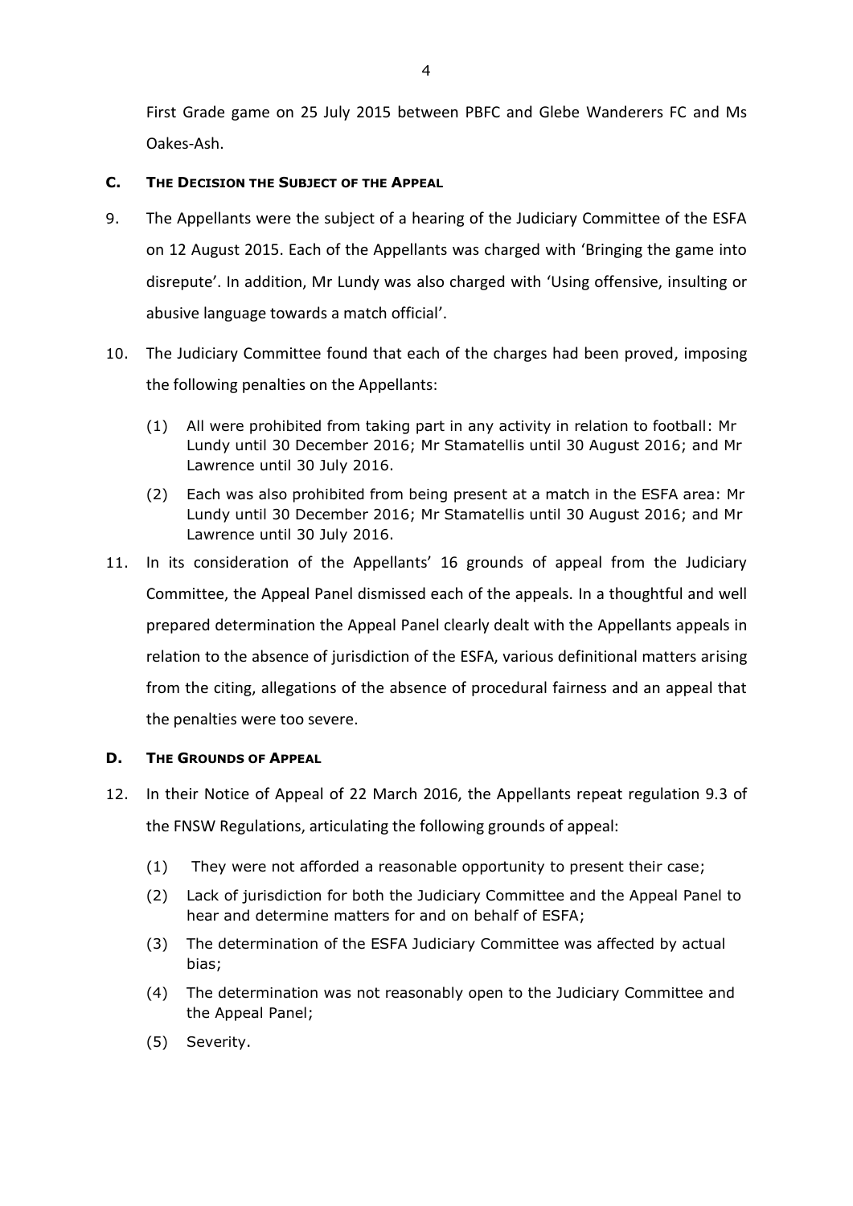First Grade game on 25 July 2015 between PBFC and Glebe Wanderers FC and Ms Oakes-Ash.

### C. The Decision the Subject of the Appeal

9. The Appellants were the subject of a hearing of the Judiciary Committee of the ESFA on 12 August 2015. Each of the Appellants was charged with 'Bringing the game into disrepute'. In addition, Mr Lundy was also charged with 'Using offensive, insulting or abusive language towards a match official'.

10. The Judiciary Committee found that each of the charges had been proved, imposing the following penalties on the Appellants:

    (1) All were prohibited from taking part in any activity in relation to football: Mr Lundy until 30 December 2016; Mr Stamatellis until 30 August 2016; and Mr Lawrence until 30 July 2016.

    (2) Each was also prohibited from being present at a match in the ESFA area: Mr Lundy until 30 December 2016; Mr Stamatellis until 30 August 2016; and Mr Lawrence until 30 July 2016.

11. In its consideration of the Appellants' 16 grounds of appeal from the Judiciary Committee, the Appeal Panel dismissed each of the appeals. In a thoughtful and well prepared determination the Appeal Panel clearly dealt with the Appellants appeals in relation to the absence of jurisdiction of the ESFA, various definitional matters arising from the citing, allegations of the absence of procedural fairness and an appeal that the penalties were too severe.

### D. The Grounds of Appeal

12. In their Notice of Appeal of 22 March 2016, the Appellants repeat regulation 9.3 of the FNSW Regulations, articulating the following grounds of appeal:

    (1) They were not afforded a reasonable opportunity to present their case;

    (2) Lack of jurisdiction for both the Judiciary Committee and the Appeal Panel to hear and determine matters for and on behalf of ESFA;

    (3) The determination of the ESFA Judiciary Committee was affected by actual bias;

    (4) The determination was not reasonably open to the Judiciary Committee and the Appeal Panel;

    (5) Severity.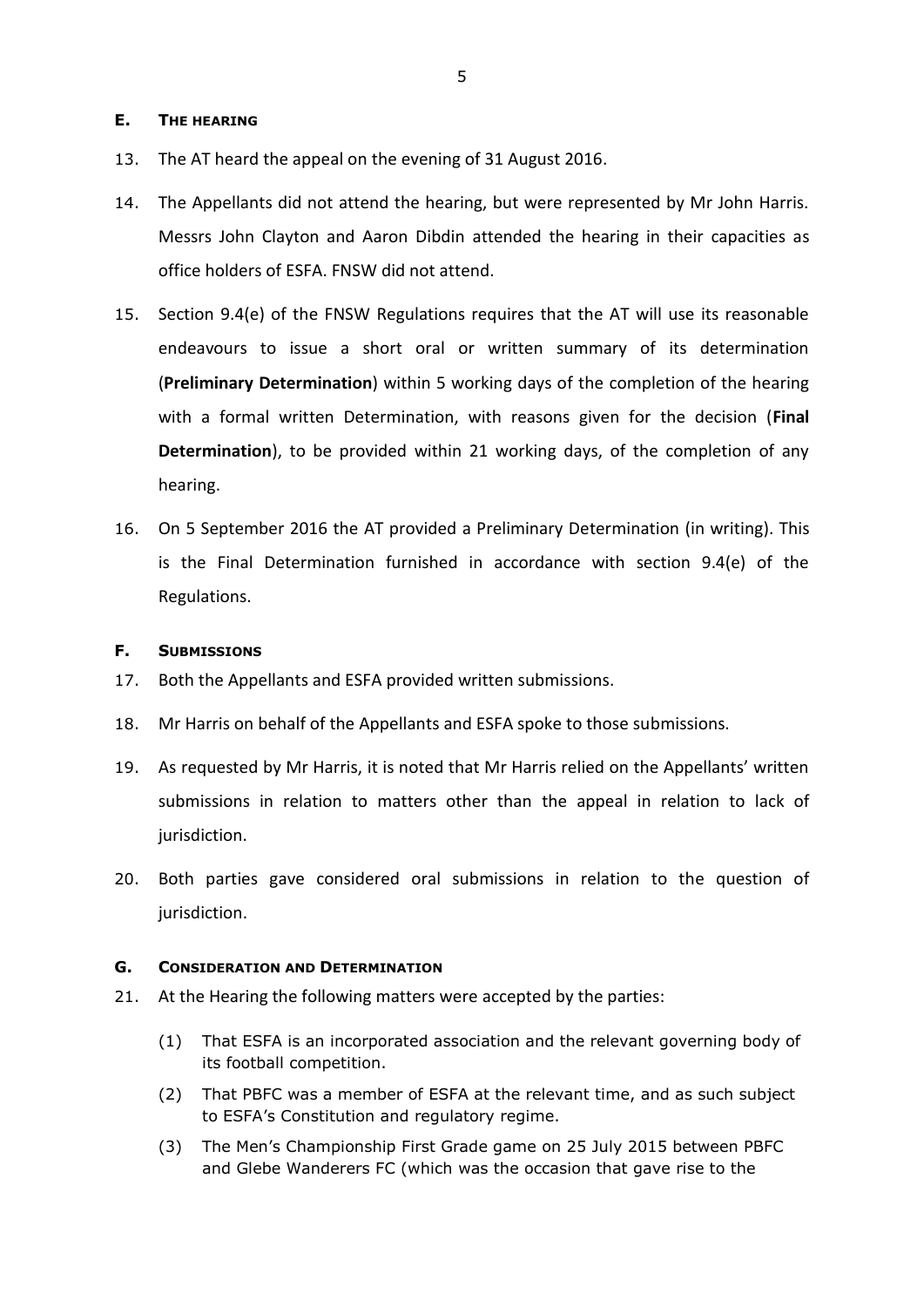## E. THE HEARING

13. The AT heard the appeal on the evening of 31 August 2016.

14. The Appellants did not attend the hearing, but were represented by Mr John Harris. Messrs John Clayton and Aaron Dibdin attended the hearing in their capacities as office holders of ESFA. FNSW did not attend.

15. Section 9.4(e) of the FNSW Regulations requires that the AT will use its reasonable endeavours to issue a short oral or written summary of its determination (**Preliminary Determination**) within 5 working days of the completion of the hearing with a formal written Determination, with reasons given for the decision (**Final Determination**), to be provided within 21 working days, of the completion of any hearing.

16. On 5 September 2016 the AT provided a Preliminary Determination (in writing). This is the Final Determination furnished in accordance with section 9.4(e) of the Regulations.

## F. SUBMISSIONS

17. Both the Appellants and ESFA provided written submissions.

18. Mr Harris on behalf of the Appellants and ESFA spoke to those submissions.

19. As requested by Mr Harris, it is noted that Mr Harris relied on the Appellants' written submissions in relation to matters other than the appeal in relation to lack of jurisdiction.

20. Both parties gave considered oral submissions in relation to the question of jurisdiction.

## G. CONSIDERATION AND DETERMINATION

21. At the Hearing the following matters were accepted by the parties:

    (1) That ESFA is an incorporated association and the relevant governing body of its football competition.

    (2) That PBFC was a member of ESFA at the relevant time, and as such subject to ESFA's Constitution and regulatory regime.

    (3) The Men's Championship First Grade game on 25 July 2015 between PBFC and Glebe Wanderers FC (which was the occasion that gave rise to the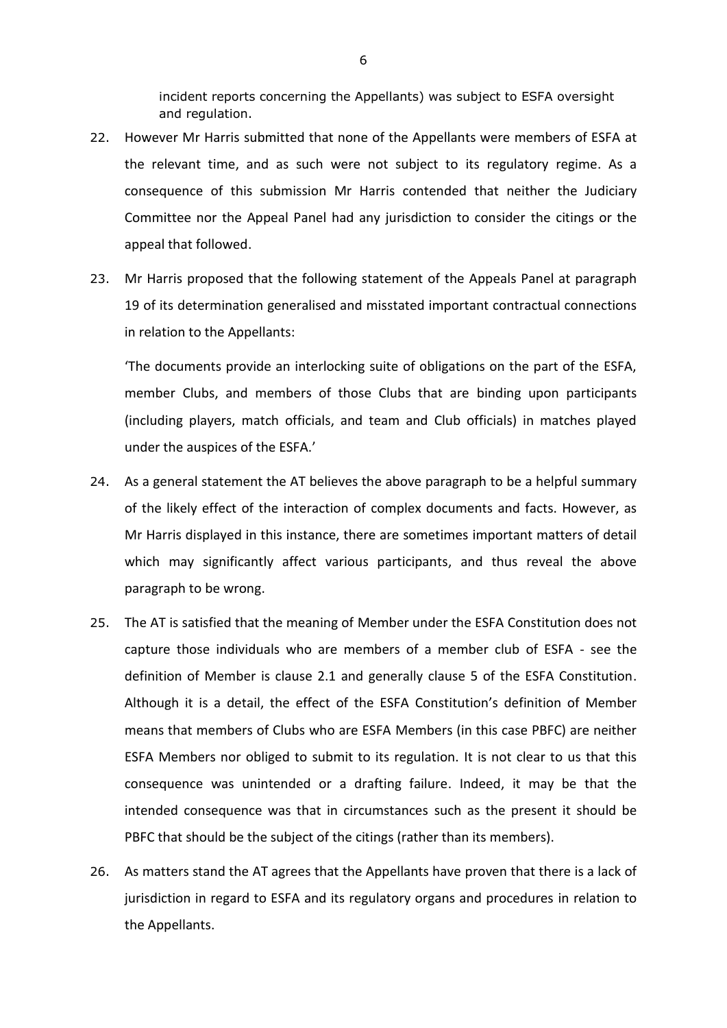incident reports concerning the Appellants) was subject to ESFA oversight and regulation.

22. However Mr Harris submitted that none of the Appellants were members of ESFA at the relevant time, and as such were not subject to its regulatory regime. As a consequence of this submission Mr Harris contended that neither the Judiciary Committee nor the Appeal Panel had any jurisdiction to consider the citings or the appeal that followed.

23. Mr Harris proposed that the following statement of the Appeals Panel at paragraph 19 of its determination generalised and misstated important contractual connections in relation to the Appellants:

    'The documents provide an interlocking suite of obligations on the part of the ESFA, member Clubs, and members of those Clubs that are binding upon participants (including players, match officials, and team and Club officials) in matches played under the auspices of the ESFA.'

24. As a general statement the AT believes the above paragraph to be a helpful summary of the likely effect of the interaction of complex documents and facts. However, as Mr Harris displayed in this instance, there are sometimes important matters of detail which may significantly affect various participants, and thus reveal the above paragraph to be wrong.

25. The AT is satisfied that the meaning of Member under the ESFA Constitution does not capture those individuals who are members of a member club of ESFA - see the definition of Member is clause 2.1 and generally clause 5 of the ESFA Constitution. Although it is a detail, the effect of the ESFA Constitution's definition of Member means that members of Clubs who are ESFA Members (in this case PBFC) are neither ESFA Members nor obliged to submit to its regulation. It is not clear to us that this consequence was unintended or a drafting failure. Indeed, it may be that the intended consequence was that in circumstances such as the present it should be PBFC that should be the subject of the citings (rather than its members).

26. As matters stand the AT agrees that the Appellants have proven that there is a lack of jurisdiction in regard to ESFA and its regulatory organs and procedures in relation to the Appellants.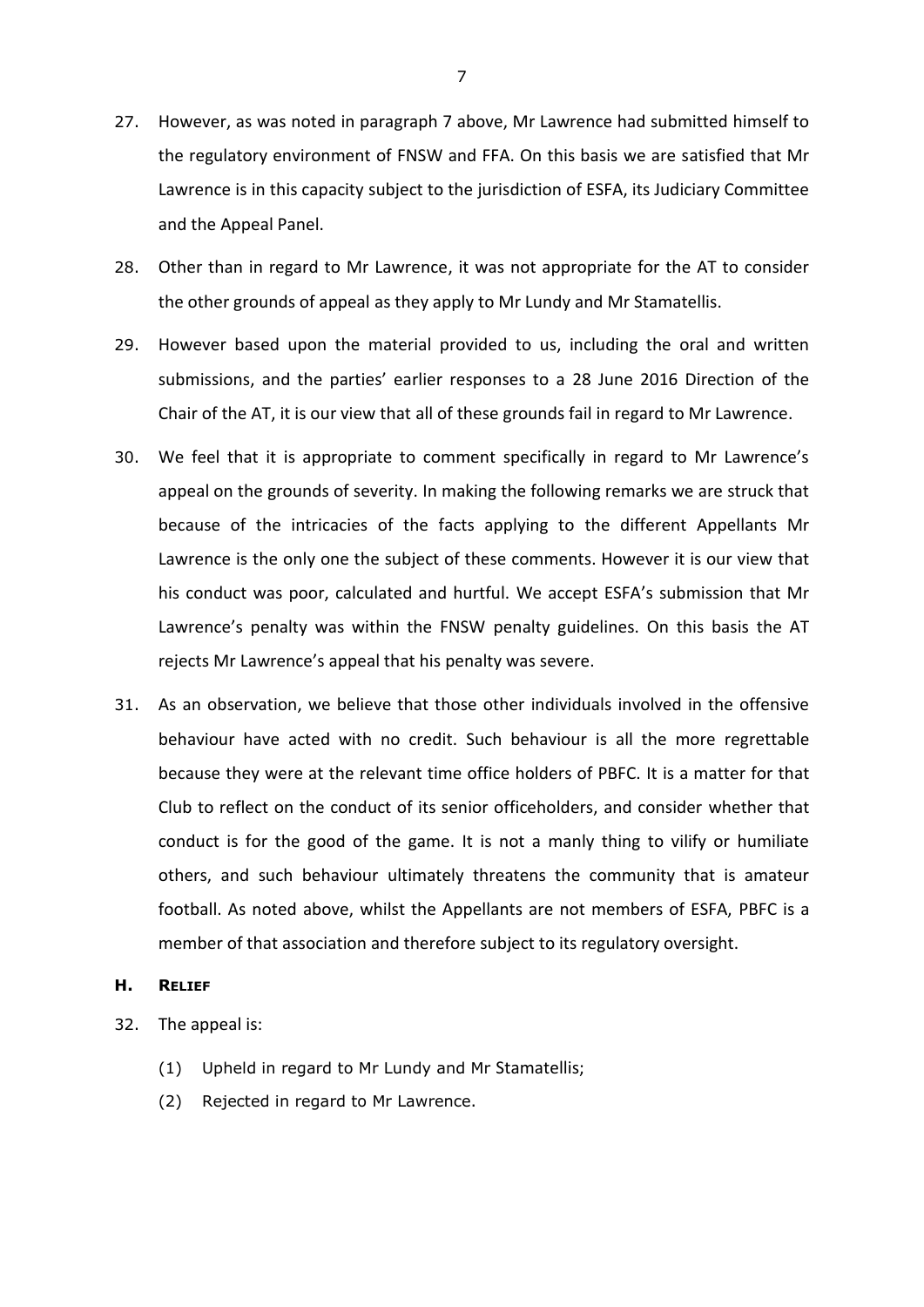27. However, as was noted in paragraph 7 above, Mr Lawrence had submitted himself to the regulatory environment of FNSW and FFA. On this basis we are satisfied that Mr Lawrence is in this capacity subject to the jurisdiction of ESFA, its Judiciary Committee and the Appeal Panel.

28. Other than in regard to Mr Lawrence, it was not appropriate for the AT to consider the other grounds of appeal as they apply to Mr Lundy and Mr Stamatellis.

29. However based upon the material provided to us, including the oral and written submissions, and the parties' earlier responses to a 28 June 2016 Direction of the Chair of the AT, it is our view that all of these grounds fail in regard to Mr Lawrence.

30. We feel that it is appropriate to comment specifically in regard to Mr Lawrence's appeal on the grounds of severity. In making the following remarks we are struck that because of the intricacies of the facts applying to the different Appellants Mr Lawrence is the only one the subject of these comments. However it is our view that his conduct was poor, calculated and hurtful. We accept ESFA's submission that Mr Lawrence's penalty was within the FNSW penalty guidelines. On this basis the AT rejects Mr Lawrence's appeal that his penalty was severe.

31. As an observation, we believe that those other individuals involved in the offensive behaviour have acted with no credit. Such behaviour is all the more regrettable because they were at the relevant time office holders of PBFC. It is a matter for that Club to reflect on the conduct of its senior officeholders, and consider whether that conduct is for the good of the game. It is not a manly thing to vilify or humiliate others, and such behaviour ultimately threatens the community that is amateur football. As noted above, whilst the Appellants are not members of ESFA, PBFC is a member of that association and therefore subject to its regulatory oversight.

## H. RELIEF

32. The appeal is:

    (1) Upheld in regard to Mr Lundy and Mr Stamatellis;

    (2) Rejected in regard to Mr Lawrence.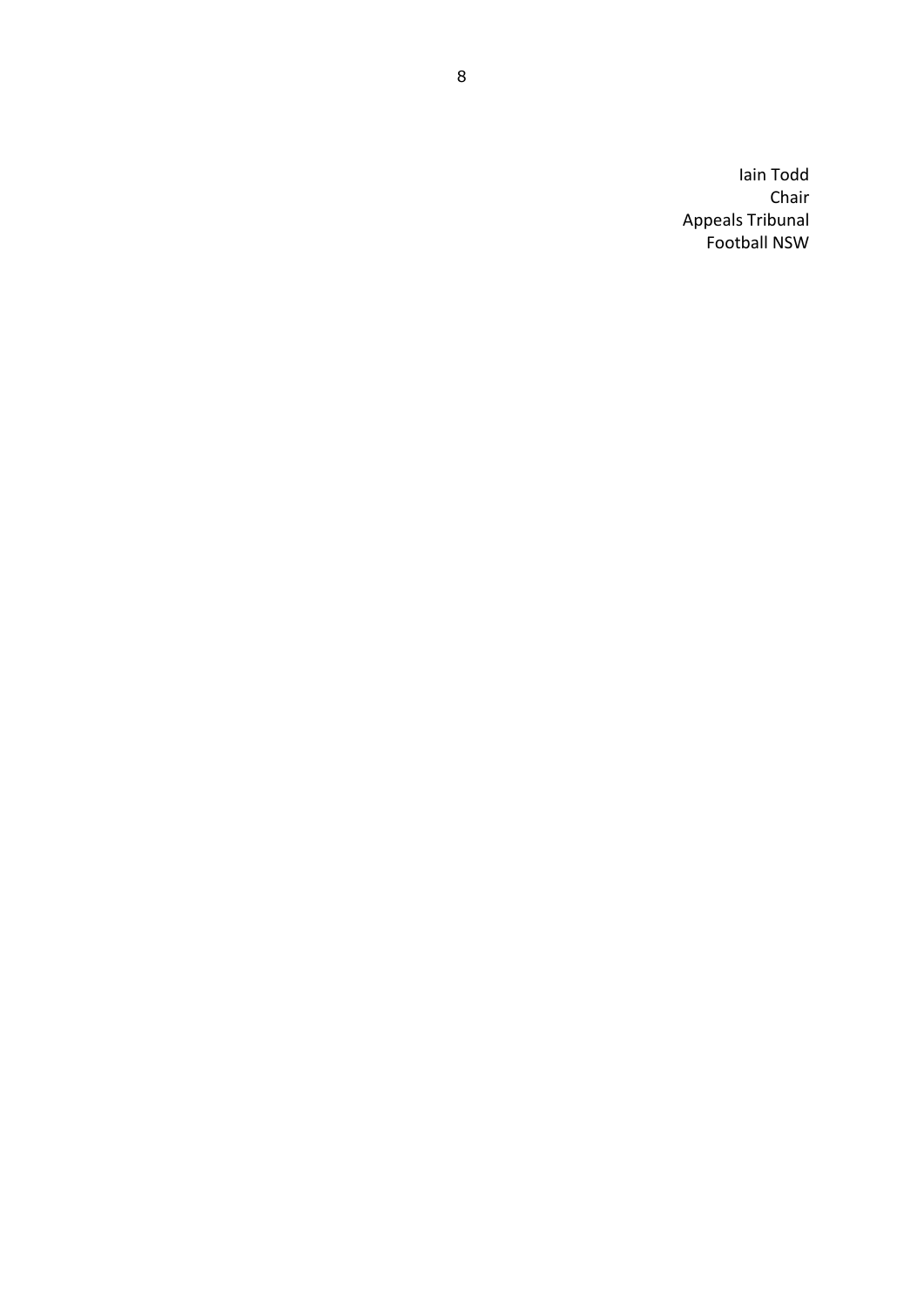Iain Todd  
Chair  
Appeals Tribunal  
Football NSW